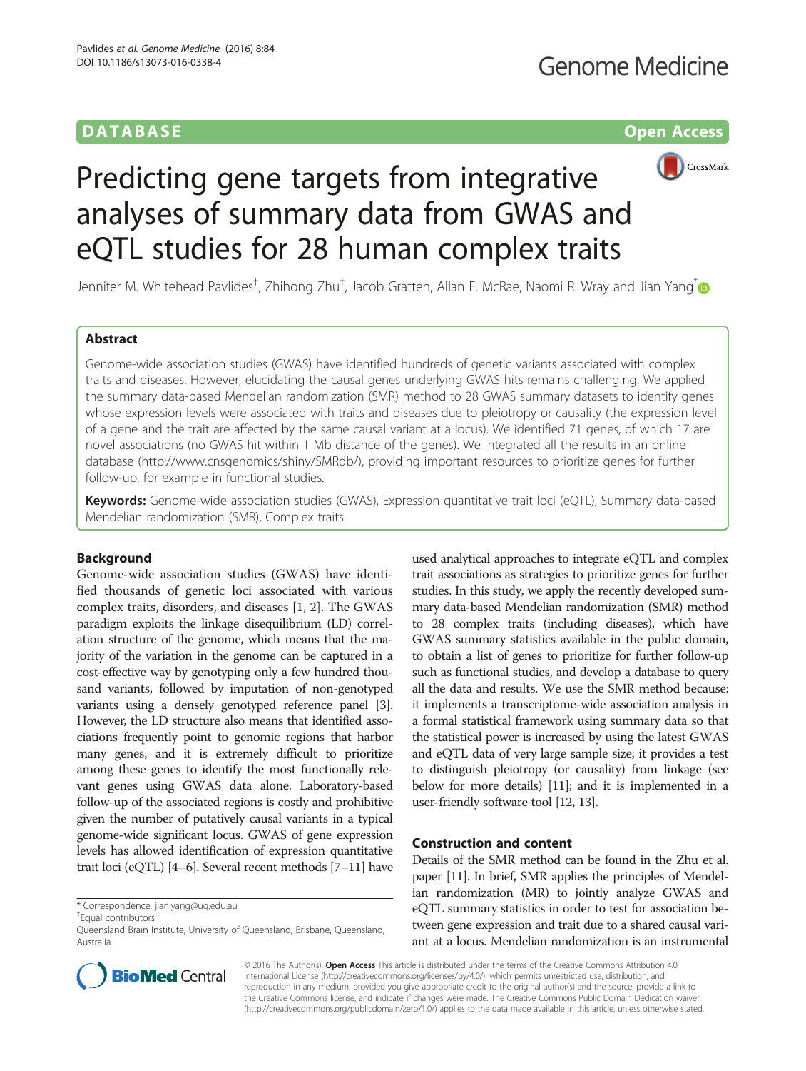DATABASE

Open Access

# Predicting gene targets from integrative analyses of summary data from GWAS and eQTL studies for 28 human complex traits

Jennifer M. Whitehead Pavlides[†], Zhihong Zhu[†], Jacob Gratten, Allan F. McRae, Naomi R. Wray and Jian Yang[*]

## Abstract

Genome-wide association studies (GWAS) have identified hundreds of genetic variants associated with complex traits and diseases. However, elucidating the causal genes underlying GWAS hits remains challenging. We applied the summary data-based Mendelian randomization (SMR) method to 28 GWAS summary datasets to identify genes whose expression levels were associated with traits and diseases due to pleiotropy or causality (the expression level of a gene and the trait are affected by the same causal variant at a locus). We identified 71 genes, of which 17 are novel associations (no GWAS hit within 1 Mb distance of the genes). We integrated all the results in an online database (http://www.cnsgenomics/shiny/SMRdb/), providing important resources to prioritize genes for further follow-up, for example in functional studies.

**Keywords:** Genome-wide association studies (GWAS), Expression quantitative trait loci (eQTL), Summary data-based Mendelian randomization (SMR), Complex traits

## Background

Genome-wide association studies (GWAS) have identified thousands of genetic loci associated with various complex traits, disorders, and diseases [1, 2]. The GWAS paradigm exploits the linkage disequilibrium (LD) correlation structure of the genome, which means that the majority of the variation in the genome can be captured in a cost-effective way by genotyping only a few hundred thousand variants, followed by imputation of non-genotyped variants using a densely genotyped reference panel [3]. However, the LD structure also means that identified associations frequently point to genomic regions that harbor many genes, and it is extremely difficult to prioritize among these genes to identify the most functionally relevant genes using GWAS data alone. Laboratory-based follow-up of the associated regions is costly and prohibitive given the number of putatively causal variants in a typical genome-wide significant locus. GWAS of gene expression levels has allowed identification of expression quantitative trait loci (eQTL) [4–6]. Several recent methods [7–11] have used analytical approaches to integrate eQTL and complex trait associations as strategies to prioritize genes for further studies. In this study, we apply the recently developed summary data-based Mendelian randomization (SMR) method to 28 complex traits (including diseases), which have GWAS summary statistics available in the public domain, to obtain a list of genes to prioritize for further follow-up such as functional studies, and develop a database to query all the data and results. We use the SMR method because: it implements a transcriptome-wide association analysis in a formal statistical framework using summary data so that the statistical power is increased by using the latest GWAS and eQTL data of very large sample size; it provides a test to distinguish pleiotropy (or causality) from linkage (see below for more details) [11]; and it is implemented in a user-friendly software tool [12, 13].

## Construction and content

Details of the SMR method can be found in the Zhu et al. paper [11]. In brief, SMR applies the principles of Mendelian randomization (MR) to jointly analyze GWAS and eQTL summary statistics in order to test for association between gene expression and trait due to a shared causal variant at a locus. Mendelian randomization is an instrumental

* Correspondence: jian.yang@uq.edu.au

[†]Equal contributors

Queensland Brain Institute, University of Queensland, Brisbane, Queensland, Australia

© 2016 The Author(s). **Open Access** This article is distributed under the terms of the Creative Commons Attribution 4.0 International License (http://creativecommons.org/licenses/by/4.0/), which permits unrestricted use, distribution, and reproduction in any medium, provided you give appropriate credit to the original author(s) and the source, provide a link to the Creative Commons license, and indicate if changes were made. The Creative Commons Public Domain Dedication waiver (http://creativecommons.org/publicdomain/zero/1.0/) applies to the data made available in this article, unless otherwise stated.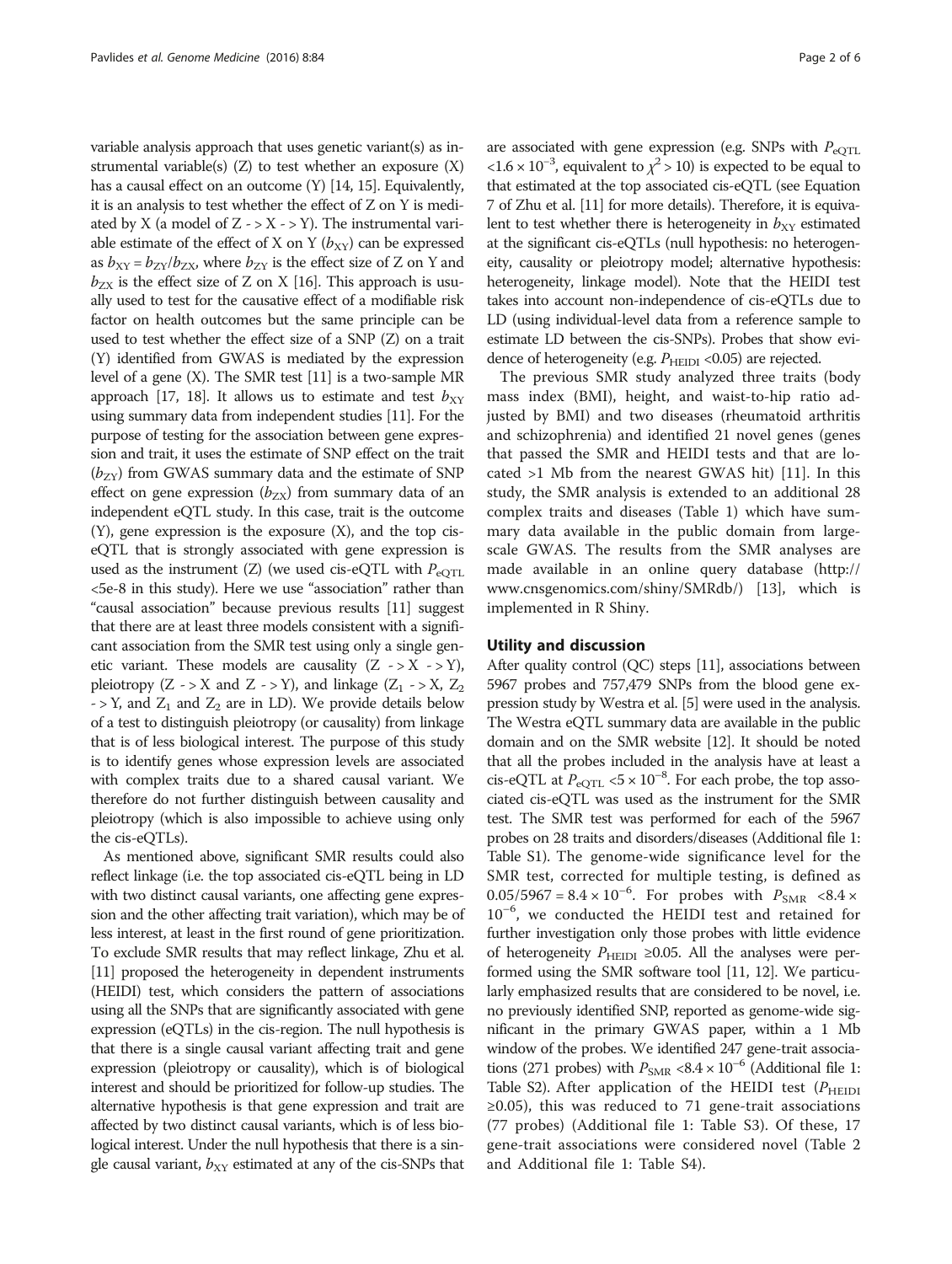variable analysis approach that uses genetic variant(s) as instrumental variable(s) (Z) to test whether an exposure (X) has a causal effect on an outcome (Y) [14, 15]. Equivalently, it is an analysis to test whether the effect of Z on Y is mediated by X (a model of Z - > X - > Y). The instrumental variable estimate of the effect of X on Y ($b_{XY}$) can be expressed as $b_{XY} = b_{ZY}/b_{ZX}$, where $b_{ZY}$ is the effect size of Z on Y and $b_{ZX}$ is the effect size of Z on X [16]. This approach is usually used to test for the causative effect of a modifiable risk factor on health outcomes but the same principle can be used to test whether the effect size of a SNP (Z) on a trait (Y) identified from GWAS is mediated by the expression level of a gene (X). The SMR test [11] is a two-sample MR approach [17, 18]. It allows us to estimate and test $b_{XY}$ using summary data from independent studies [11]. For the purpose of testing for the association between gene expression and trait, it uses the estimate of SNP effect on the trait ($b_{ZY}$) from GWAS summary data and the estimate of SNP effect on gene expression ($b_{ZX}$) from summary data of an independent eQTL study. In this case, trait is the outcome (Y), gene expression is the exposure (X), and the top cis-eQTL that is strongly associated with gene expression is used as the instrument (Z) (we used cis-eQTL with $P_{eQTL}$ <5e-8 in this study). Here we use "association" rather than "causal association" because previous results [11] suggest that there are at least three models consistent with a significant association from the SMR test using only a single genetic variant. These models are causality (Z - > X - > Y), pleiotropy (Z - > X and Z - > Y), and linkage ($Z_1$ - > X, $Z_2$ - > Y, and $Z_1$ and $Z_2$ are in LD). We provide details below of a test to distinguish pleiotropy (or causality) from linkage that is of less biological interest. The purpose of this study is to identify genes whose expression levels are associated with complex traits due to a shared causal variant. We therefore do not further distinguish between causality and pleiotropy (which is also impossible to achieve using only the cis-eQTLs).

As mentioned above, significant SMR results could also reflect linkage (i.e. the top associated cis-eQTL being in LD with two distinct causal variants, one affecting gene expression and the other affecting trait variation), which may be of less interest, at least in the first round of gene prioritization. To exclude SMR results that may reflect linkage, Zhu et al. [11] proposed the heterogeneity in dependent instruments (HEIDI) test, which considers the pattern of associations using all the SNPs that are significantly associated with gene expression (eQTLs) in the cis-region. The null hypothesis is that there is a single causal variant affecting trait and gene expression (pleiotropy or causality), which is of biological interest and should be prioritized for follow-up studies. The alternative hypothesis is that gene expression and trait are affected by two distinct causal variants, which is of less biological interest. Under the null hypothesis that there is a single causal variant, $b_{XY}$ estimated at any of the cis-SNPs that are associated with gene expression (e.g. SNPs with $P_{eQTL}$ $<1.6 \times 10^{-3}$, equivalent to $\chi^2 > 10$) is expected to be equal to that estimated at the top associated cis-eQTL (see Equation 7 of Zhu et al. [11] for more details). Therefore, it is equivalent to test whether there is heterogeneity in $b_{XY}$ estimated at the significant cis-eQTLs (null hypothesis: no heterogeneity, causality or pleiotropy model; alternative hypothesis: heterogeneity, linkage model). Note that the HEIDI test takes into account non-independence of cis-eQTLs due to LD (using individual-level data from a reference sample to estimate LD between the cis-SNPs). Probes that show evidence of heterogeneity (e.g. $P_{HEIDI}$ <0.05) are rejected.

The previous SMR study analyzed three traits (body mass index (BMI), height, and waist-to-hip ratio adjusted by BMI) and two diseases (rheumatoid arthritis and schizophrenia) and identified 21 novel genes (genes that passed the SMR and HEIDI tests and that are located >1 Mb from the nearest GWAS hit) [11]. In this study, the SMR analysis is extended to an additional 28 complex traits and diseases (Table 1) which have summary data available in the public domain from large-scale GWAS. The results from the SMR analyses are made available in an online query database (http://www.cnsgenomics.com/shiny/SMRdb/) [13], which is implemented in R Shiny.

## Utility and discussion

After quality control (QC) steps [11], associations between 5967 probes and 757,479 SNPs from the blood gene expression study by Westra et al. [5] were used in the analysis. The Westra eQTL summary data are available in the public domain and on the SMR website [12]. It should be noted that all the probes included in the analysis have at least a cis-eQTL at $P_{eQTL} < 5 \times 10^{-8}$. For each probe, the top associated cis-eQTL was used as the instrument for the SMR test. The SMR test was performed for each of the 5967 probes on 28 traits and disorders/diseases (Additional file 1: Table S1). The genome-wide significance level for the SMR test, corrected for multiple testing, is defined as $0.05/5967 = 8.4 \times 10^{-6}$. For probes with $P_{SMR} < 8.4 \times 10^{-6}$, we conducted the HEIDI test and retained for further investigation only those probes with little evidence of heterogeneity $P_{HEIDI} \geq 0.05$. All the analyses were performed using the SMR software tool [11, 12]. We particularly emphasized results that are considered to be novel, i.e. no previously identified SNP, reported as genome-wide significant in the primary GWAS paper, within a 1 Mb window of the probes. We identified 247 gene-trait associations (271 probes) with $P_{SMR} < 8.4 \times 10^{-6}$ (Additional file 1: Table S2). After application of the HEIDI test ($P_{HEIDI}$ $\geq 0.05$), this was reduced to 71 gene-trait associations (77 probes) (Additional file 1: Table S3). Of these, 17 gene-trait associations were considered novel (Table 2 and Additional file 1: Table S4).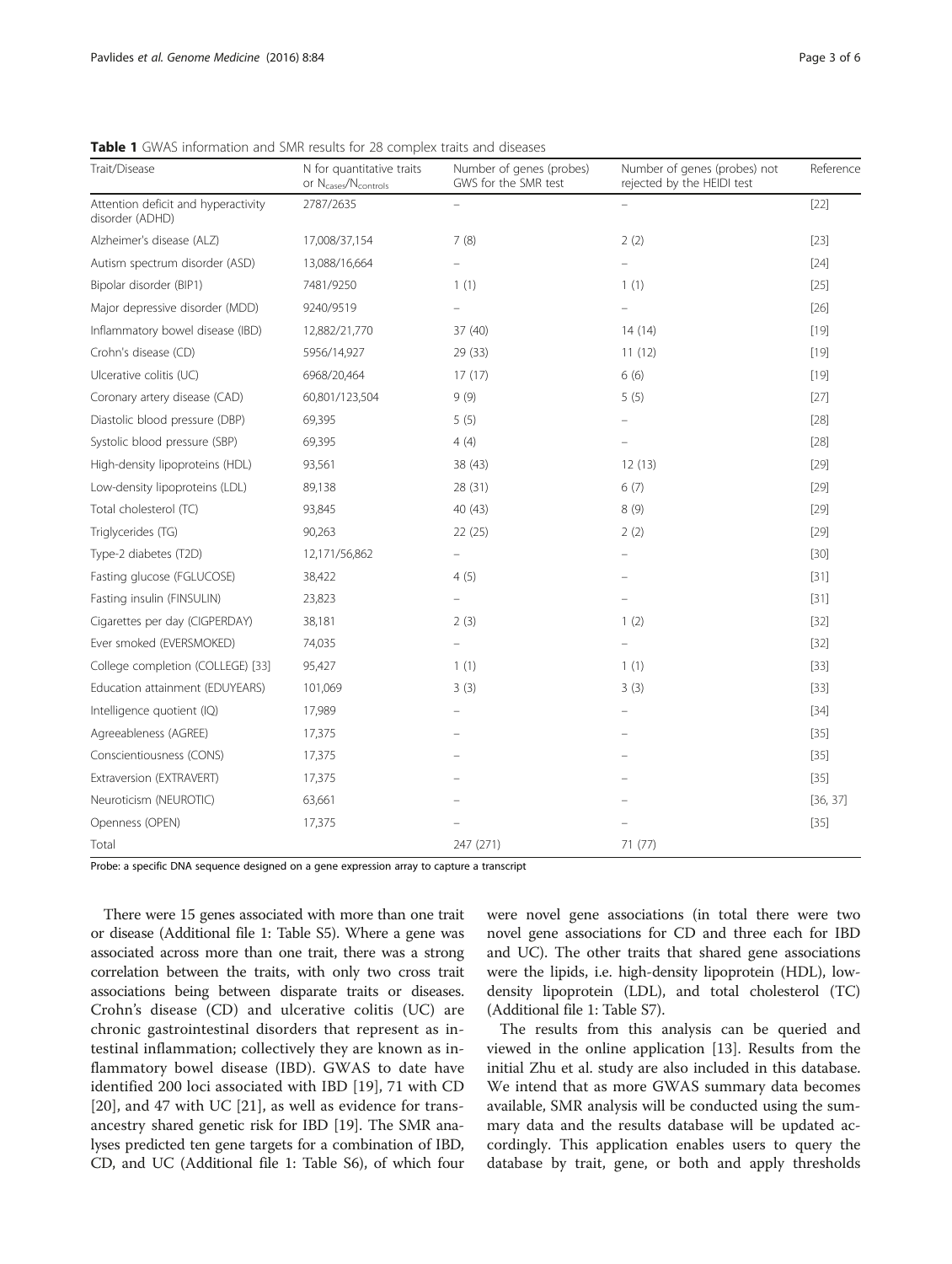**Table 1** GWAS information and SMR results for 28 complex traits and diseases

| Trait/Disease | N for quantitative traits or $N_{cases}/N_{controls}$ | Number of genes (probes) GWS for the SMR test | Number of genes (probes) not rejected by the HEIDI test | Reference |
|---|---|---|---|---|
| Attention deficit and hyperactivity disorder (ADHD) | 2787/2635 | – | – | [22] |
| Alzheimer's disease (ALZ) | 17,008/37,154 | 7 (8) | 2 (2) | [23] |
| Autism spectrum disorder (ASD) | 13,088/16,664 | – | – | [24] |
| Bipolar disorder (BIP1) | 7481/9250 | 1 (1) | 1 (1) | [25] |
| Major depressive disorder (MDD) | 9240/9519 | – | – | [26] |
| Inflammatory bowel disease (IBD) | 12,882/21,770 | 37 (40) | 14 (14) | [19] |
| Crohn's disease (CD) | 5956/14,927 | 29 (33) | 11 (12) | [19] |
| Ulcerative colitis (UC) | 6968/20,464 | 17 (17) | 6 (6) | [19] |
| Coronary artery disease (CAD) | 60,801/123,504 | 9 (9) | 5 (5) | [27] |
| Diastolic blood pressure (DBP) | 69,395 | 5 (5) | – | [28] |
| Systolic blood pressure (SBP) | 69,395 | 4 (4) | – | [28] |
| High-density lipoproteins (HDL) | 93,561 | 38 (43) | 12 (13) | [29] |
| Low-density lipoproteins (LDL) | 89,138 | 28 (31) | 6 (7) | [29] |
| Total cholesterol (TC) | 93,845 | 40 (43) | 8 (9) | [29] |
| Triglycerides (TG) | 90,263 | 22 (25) | 2 (2) | [29] |
| Type-2 diabetes (T2D) | 12,171/56,862 | – | – | [30] |
| Fasting glucose (FGLUCOSE) | 38,422 | 4 (5) | – | [31] |
| Fasting insulin (FINSULIN) | 23,823 | – | – | [31] |
| Cigarettes per day (CIGPERDAY) | 38,181 | 2 (3) | 1 (2) | [32] |
| Ever smoked (EVERSMOKED) | 74,035 | – | – | [32] |
| College completion (COLLEGE) [33] | 95,427 | 1 (1) | 1 (1) | [33] |
| Education attainment (EDUYEARS) | 101,069 | 3 (3) | 3 (3) | [33] |
| Intelligence quotient (IQ) | 17,989 | – | – | [34] |
| Agreeableness (AGREE) | 17,375 | – | – | [35] |
| Conscientiousness (CONS) | 17,375 | – | – | [35] |
| Extraversion (EXTRAVERT) | 17,375 | – | – | [35] |
| Neuroticism (NEUROTIC) | 63,661 | – | – | [36, 37] |
| Openness (OPEN) | 17,375 | – | – | [35] |
| Total | | 247 (271) | 71 (77) | |

Probe: a specific DNA sequence designed on a gene expression array to capture a transcript

There were 15 genes associated with more than one trait or disease (Additional file 1: Table S5). Where a gene was associated across more than one trait, there was a strong correlation between the traits, with only two cross trait associations being between disparate traits or diseases. Crohn's disease (CD) and ulcerative colitis (UC) are chronic gastrointestinal disorders that represent as intestinal inflammation; collectively they are known as inflammatory bowel disease (IBD). GWAS to date have identified 200 loci associated with IBD [19], 71 with CD [20], and 47 with UC [21], as well as evidence for trans-ancestry shared genetic risk for IBD [19]. The SMR analyses predicted ten gene targets for a combination of IBD, CD, and UC (Additional file 1: Table S6), of which four were novel gene associations (in total there were two novel gene associations for CD and three each for IBD and UC). The other traits that shared gene associations were the lipids, i.e. high-density lipoprotein (HDL), low-density lipoprotein (LDL), and total cholesterol (TC) (Additional file 1: Table S7).

The results from this analysis can be queried and viewed in the online application [13]. Results from the initial Zhu et al. study are also included in this database. We intend that as more GWAS summary data becomes available, SMR analysis will be conducted using the summary data and the results database will be updated accordingly. This application enables users to query the database by trait, gene, or both and apply thresholds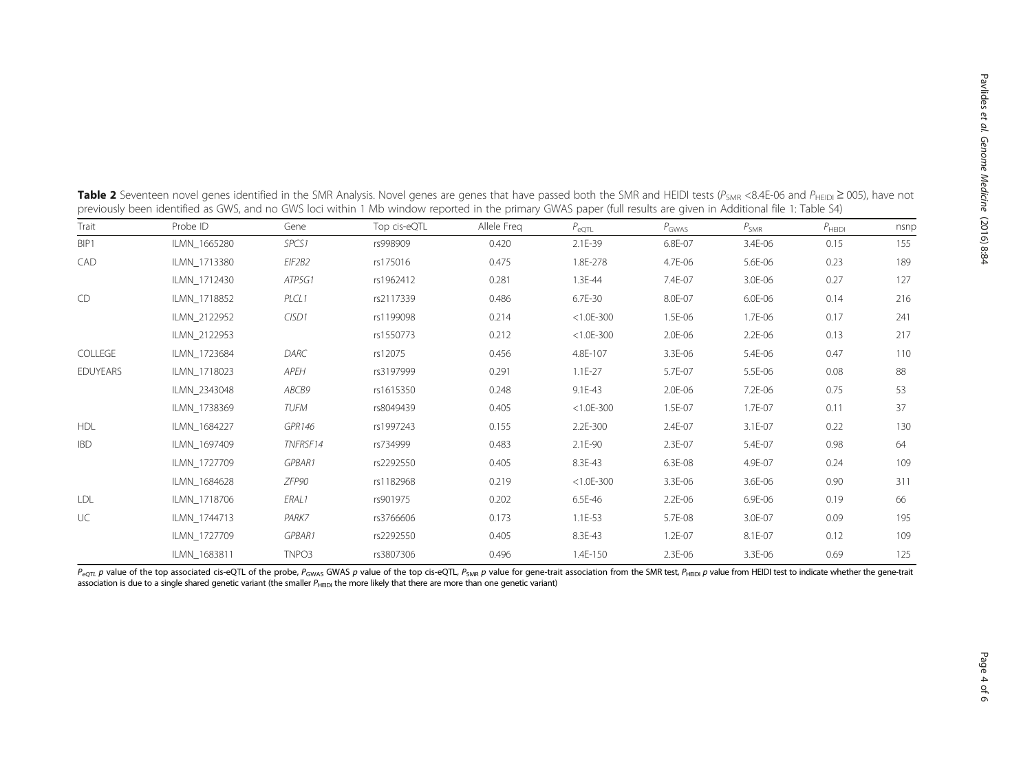**Table 2** Seventeen novel genes identified in the SMR Analysis. Novel genes are genes that have passed both the SMR and HEIDI tests ($P_{SMR}$ <8.4E-06 and $P_{HEIDI}$ ≥ 005), have not previously been identified as GWS, and no GWS loci within 1 Mb window reported in the primary GWAS paper (full results are given in Additional file 1: Table S4)

| Trait | Probe ID | Gene | Top cis-eQTL | Allele Freq | $P_{eQTL}$ | $P_{GWAS}$ | $P_{SMR}$ | $P_{HEIDI}$ | nsnp |
|---|---|---|---|---|---|---|---|---|---|
| BIP1 | ILMN_1665280 | *SPCS1* | rs998909 | 0.420 | 2.1E-39 | 6.8E-07 | 3.4E-06 | 0.15 | 155 |
| CAD | ILMN_1713380 | *EIF2B2* | rs175016 | 0.475 | 1.8E-278 | 4.7E-06 | 5.6E-06 | 0.23 | 189 |
| | ILMN_1712430 | *ATP5G1* | rs1962412 | 0.281 | 1.3E-44 | 7.4E-07 | 3.0E-06 | 0.27 | 127 |
| CD | ILMN_1718852 | *PLCL1* | rs2117339 | 0.486 | 6.7E-30 | 8.0E-07 | 6.0E-06 | 0.14 | 216 |
| | ILMN_2122952 | *CISD1* | rs1199098 | 0.214 | <1.0E-300 | 1.5E-06 | 1.7E-06 | 0.17 | 241 |
| | ILMN_2122953 | | rs1550773 | 0.212 | <1.0E-300 | 2.0E-06 | 2.2E-06 | 0.13 | 217 |
| COLLEGE | ILMN_1723684 | *DARC* | rs12075 | 0.456 | 4.8E-107 | 3.3E-06 | 5.4E-06 | 0.47 | 110 |
| EDUYEARS | ILMN_1718023 | *APEH* | rs3197999 | 0.291 | 1.1E-27 | 5.7E-07 | 5.5E-06 | 0.08 | 88 |
| | ILMN_2343048 | *ABCB9* | rs1615350 | 0.248 | 9.1E-43 | 2.0E-06 | 7.2E-06 | 0.75 | 53 |
| | ILMN_1738369 | *TUFM* | rs8049439 | 0.405 | <1.0E-300 | 1.5E-07 | 1.7E-07 | 0.11 | 37 |
| HDL | ILMN_1684227 | *GPR146* | rs1997243 | 0.155 | 2.2E-300 | 2.4E-07 | 3.1E-07 | 0.22 | 130 |
| IBD | ILMN_1697409 | *TNFRSF14* | rs734999 | 0.483 | 2.1E-90 | 2.3E-07 | 5.4E-07 | 0.98 | 64 |
| | ILMN_1727709 | *GPBAR1* | rs2292550 | 0.405 | 8.3E-43 | 6.3E-08 | 4.9E-07 | 0.24 | 109 |
| | ILMN_1684628 | *ZFP90* | rs1182968 | 0.219 | <1.0E-300 | 3.3E-06 | 3.6E-06 | 0.90 | 311 |
| LDL | ILMN_1718706 | *ERAL1* | rs901975 | 0.202 | 6.5E-46 | 2.2E-06 | 6.9E-06 | 0.19 | 66 |
| UC | ILMN_1744713 | *PARK7* | rs3766606 | 0.173 | 1.1E-53 | 5.7E-08 | 3.0E-07 | 0.09 | 195 |
| | ILMN_1727709 | *GPBAR1* | rs2292550 | 0.405 | 8.3E-43 | 1.2E-07 | 8.1E-07 | 0.12 | 109 |
| | ILMN_1683811 | TNPO3 | rs3807306 | 0.496 | 1.4E-150 | 2.3E-06 | 3.3E-06 | 0.69 | 125 |

$P_{eQTL}$ *p* value of the top associated cis-eQTL of the probe, $P_{GWAS}$ GWAS *p* value of the top cis-eQTL, $P_{SMR}$ *p* value for gene-trait association from the SMR test, $P_{HEIDI}$ *p* value from HEIDI test to indicate whether the gene-trait association is due to a single shared genetic variant (the smaller $P_{HEIDI}$ the more likely that there are more than one genetic variant)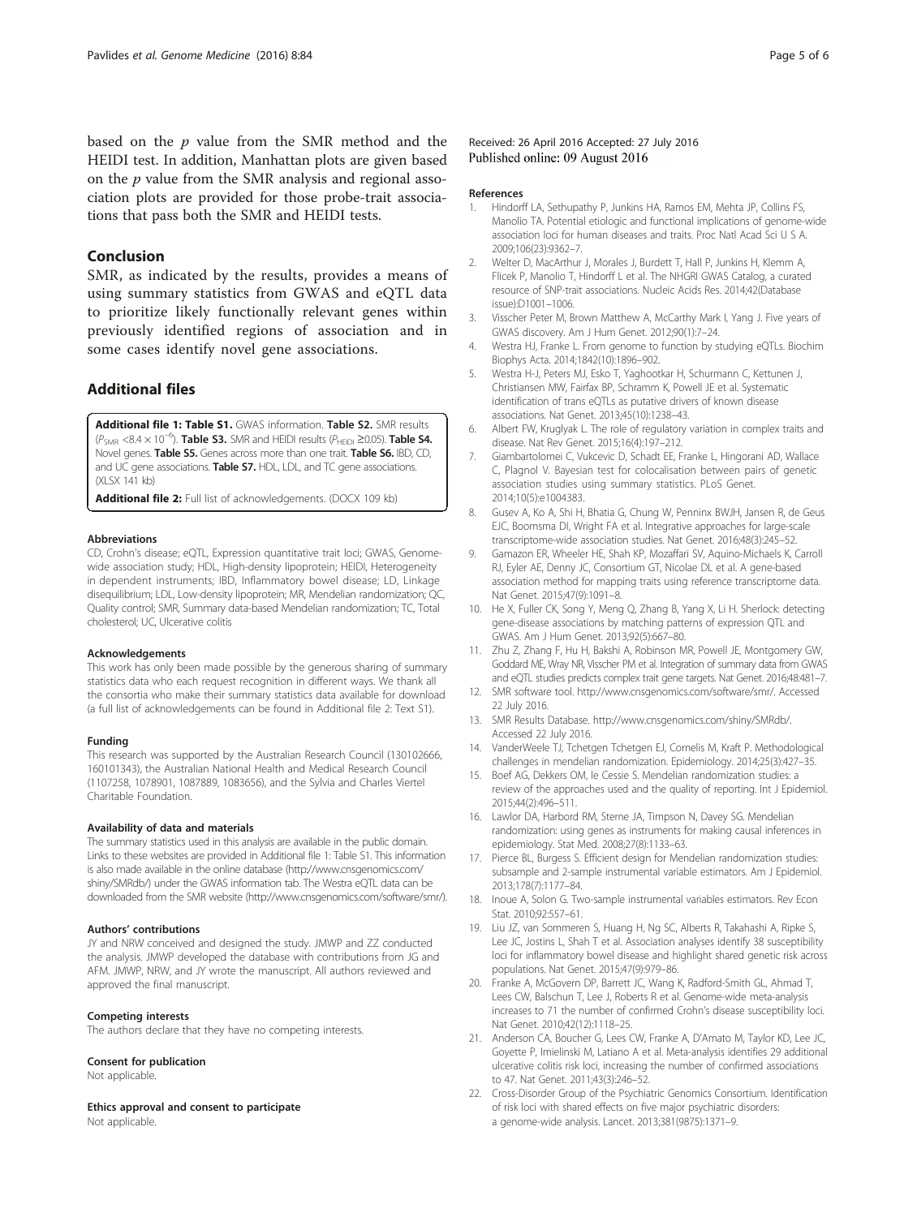based on the *p* value from the SMR method and the HEIDI test. In addition, Manhattan plots are given based on the *p* value from the SMR analysis and regional association plots are provided for those probe-trait associations that pass both the SMR and HEIDI tests.

## Conclusion

SMR, as indicated by the results, provides a means of using summary statistics from GWAS and eQTL data to prioritize likely functionally relevant genes within previously identified regions of association and in some cases identify novel gene associations.

## Additional files

**Additional file 1: Table S1.** GWAS information. **Table S2.** SMR results ($P_{SMR} < 8.4 \times 10^{-6}$). **Table S3.** SMR and HEIDI results ($P_{HEIDI} \geq 0.05$). **Table S4.** Novel genes. **Table S5.** Genes across more than one trait. **Table S6.** IBD, CD, and UC gene associations. **Table S7.** HDL, LDL, and TC gene associations. (XLSX 141 kb)

**Additional file 2:** Full list of acknowledgements. (DOCX 109 kb)

### Abbreviations

CD, Crohn's disease; eQTL, Expression quantitative trait loci; GWAS, Genome-wide association study; HDL, High-density lipoprotein; HEIDI, Heterogeneity in dependent instruments; IBD, Inflammatory bowel disease; LD, Linkage disequilibrium; LDL, Low-density lipoprotein; MR, Mendelian randomization; QC, Quality control; SMR, Summary data-based Mendelian randomization; TC, Total cholesterol; UC, Ulcerative colitis

### Acknowledgements

This work has only been made possible by the generous sharing of summary statistics data who each request recognition in different ways. We thank all the consortia who make their summary statistics data available for download (a full list of acknowledgements can be found in Additional file 2: Text S1).

### Funding

This research was supported by the Australian Research Council (130102666, 160101343), the Australian National Health and Medical Research Council (1107258, 1078901, 1087889, 1083656), and the Sylvia and Charles Viertel Charitable Foundation.

### Availability of data and materials

The summary statistics used in this analysis are available in the public domain. Links to these websites are provided in Additional file 1: Table S1. This information is also made available in the online database (http://www.cnsgenomics.com/shiny/SMRdb/) under the GWAS information tab. The Westra eQTL data can be downloaded from the SMR website (http://www.cnsgenomics.com/software/smr/).

### Authors' contributions

JY and NRW conceived and designed the study. JMWP and ZZ conducted the analysis. JMWP developed the database with contributions from JG and AFM. JMWP, NRW, and JY wrote the manuscript. All authors reviewed and approved the final manuscript.

### Competing interests

The authors declare that they have no competing interests.

### Consent for publication

Not applicable.

### Ethics approval and consent to participate

Not applicable.

Received: 26 April 2016 Accepted: 27 July 2016
Published online: 09 August 2016

### References

1. Hindorff LA, Sethupathy P, Junkins HA, Ramos EM, Mehta JP, Collins FS, Manolio TA. Potential etiologic and functional implications of genome-wide association loci for human diseases and traits. Proc Natl Acad Sci U S A. 2009;106(23):9362–7.
2. Welter D, MacArthur J, Morales J, Burdett T, Hall P, Junkins H, Klemm A, Flicek P, Manolio T, Hindorff L et al. The NHGRI GWAS Catalog, a curated resource of SNP-trait associations. Nucleic Acids Res. 2014;42(Database issue):D1001–1006.
3. Visscher Peter M, Brown Matthew A, McCarthy Mark I, Yang J. Five years of GWAS discovery. Am J Hum Genet. 2012;90(1):7–24.
4. Westra HJ, Franke L. From genome to function by studying eQTLs. Biochim Biophys Acta. 2014;1842(10):1896–902.
5. Westra H-J, Peters MJ, Esko T, Yaghootkar H, Schurmann C, Kettunen J, Christiansen MW, Fairfax BP, Schramm K, Powell JE et al. Systematic identification of trans eQTLs as putative drivers of known disease associations. Nat Genet. 2013;45(10):1238–43.
6. Albert FW, Kruglyak L. The role of regulatory variation in complex traits and disease. Nat Rev Genet. 2015;16(4):197–212.
7. Giambartolomei C, Vukcevic D, Schadt EE, Franke L, Hingorani AD, Wallace C, Plagnol V. Bayesian test for colocalisation between pairs of genetic association studies using summary statistics. PLoS Genet. 2014;10(5):e1004383.
8. Gusev A, Ko A, Shi H, Bhatia G, Chung W, Penninx BWJH, Jansen R, de Geus EJC, Boomsma DI, Wright FA et al. Integrative approaches for large-scale transcriptome-wide association studies. Nat Genet. 2016;48(3):245–52.
9. Gamazon ER, Wheeler HE, Shah KP, Mozaffari SV, Aquino-Michaels K, Carroll RJ, Eyler AE, Denny JC, Consortium GT, Nicolae DL et al. A gene-based association method for mapping traits using reference transcriptome data. Nat Genet. 2015;47(9):1091–8.
10. He X, Fuller CK, Song Y, Meng Q, Zhang B, Yang X, Li H. Sherlock: detecting gene-disease associations by matching patterns of expression QTL and GWAS. Am J Hum Genet. 2013;92(5):667–80.
11. Zhu Z, Zhang F, Hu H, Bakshi A, Robinson MR, Powell JE, Montgomery GW, Goddard ME, Wray NR, Visscher PM et al. Integration of summary data from GWAS and eQTL studies predicts complex trait gene targets. Nat Genet. 2016;48:481–7.
12. SMR software tool. http://www.cnsgenomics.com/software/smr/. Accessed 22 July 2016.
13. SMR Results Database. http://www.cnsgenomics.com/shiny/SMRdb/. Accessed 22 July 2016.
14. VanderWeele TJ, Tchetgen Tchetgen EJ, Cornelis M, Kraft P. Methodological challenges in mendelian randomization. Epidemiology. 2014;25(3):427–35.
15. Boef AG, Dekkers OM, le Cessie S. Mendelian randomization studies: a review of the approaches used and the quality of reporting. Int J Epidemiol. 2015;44(2):496–511.
16. Lawlor DA, Harbord RM, Sterne JA, Timpson N, Davey SG. Mendelian randomization: using genes as instruments for making causal inferences in epidemiology. Stat Med. 2008;27(8):1133–63.
17. Pierce BL, Burgess S. Efficient design for Mendelian randomization studies: subsample and 2-sample instrumental variable estimators. Am J Epidemiol. 2013;178(7):1177–84.
18. Inoue A, Solon G. Two-sample instrumental variables estimators. Rev Econ Stat. 2010;92:557–61.
19. Liu JZ, van Sommeren S, Huang H, Ng SC, Alberts R, Takahashi A, Ripke S, Lee JC, Jostins L, Shah T et al. Association analyses identify 38 susceptibility loci for inflammatory bowel disease and highlight shared genetic risk across populations. Nat Genet. 2015;47(9):979–86.
20. Franke A, McGovern DP, Barrett JC, Wang K, Radford-Smith GL, Ahmad T, Lees CW, Balschun T, Lee J, Roberts R et al. Genome-wide meta-analysis increases to 71 the number of confirmed Crohn's disease susceptibility loci. Nat Genet. 2010;42(12):1118–25.
21. Anderson CA, Boucher G, Lees CW, Franke A, D'Amato M, Taylor KD, Lee JC, Goyette P, Imielinski M, Latiano A et al. Meta-analysis identifies 29 additional ulcerative colitis risk loci, increasing the number of confirmed associations to 47. Nat Genet. 2011;43(3):246–52.
22. Cross-Disorder Group of the Psychiatric Genomics Consortium. Identification of risk loci with shared effects on five major psychiatric disorders: a genome-wide analysis. Lancet. 2013;381(9875):1371–9.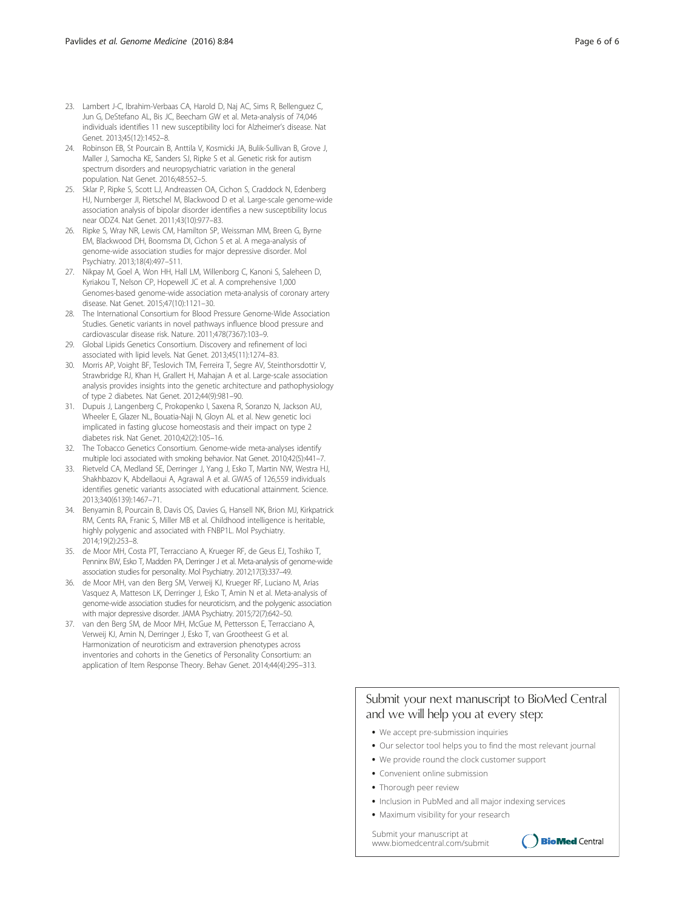23. Lambert J-C, Ibrahim-Verbaas CA, Harold D, Naj AC, Sims R, Bellenguez C, Jun G, DeStefano AL, Bis JC, Beecham GW et al. Meta-analysis of 74,046 individuals identifies 11 new susceptibility loci for Alzheimer's disease. Nat Genet. 2013;45(12):1452–8.
24. Robinson EB, St Pourcain B, Anttila V, Kosmicki JA, Bulik-Sullivan B, Grove J, Maller J, Samocha KE, Sanders SJ, Ripke S et al. Genetic risk for autism spectrum disorders and neuropsychiatric variation in the general population. Nat Genet. 2016;48:552–5.
25. Sklar P, Ripke S, Scott LJ, Andreassen OA, Cichon S, Craddock N, Edenberg HJ, Nurnberger JI, Rietschel M, Blackwood D et al. Large-scale genome-wide association analysis of bipolar disorder identifies a new susceptibility locus near ODZ4. Nat Genet. 2011;43(10):977–83.
26. Ripke S, Wray NR, Lewis CM, Hamilton SP, Weissman MM, Breen G, Byrne EM, Blackwood DH, Boomsma DI, Cichon S et al. A mega-analysis of genome-wide association studies for major depressive disorder. Mol Psychiatry. 2013;18(4):497–511.
27. Nikpay M, Goel A, Won HH, Hall LM, Willenborg C, Kanoni S, Saleheen D, Kyriakou T, Nelson CP, Hopewell JC et al. A comprehensive 1,000 Genomes-based genome-wide association meta-analysis of coronary artery disease. Nat Genet. 2015;47(10):1121–30.
28. The International Consortium for Blood Pressure Genome-Wide Association Studies. Genetic variants in novel pathways influence blood pressure and cardiovascular disease risk. Nature. 2011;478(7367):103–9.
29. Global Lipids Genetics Consortium. Discovery and refinement of loci associated with lipid levels. Nat Genet. 2013;45(11):1274–83.
30. Morris AP, Voight BF, Teslovich TM, Ferreira T, Segre AV, Steinthorsdottir V, Strawbridge RJ, Khan H, Grallert H, Mahajan A et al. Large-scale association analysis provides insights into the genetic architecture and pathophysiology of type 2 diabetes. Nat Genet. 2012;44(9):981–90.
31. Dupuis J, Langenberg C, Prokopenko I, Saxena R, Soranzo N, Jackson AU, Wheeler E, Glazer NL, Bouatia-Naji N, Gloyn AL et al. New genetic loci implicated in fasting glucose homeostasis and their impact on type 2 diabetes risk. Nat Genet. 2010;42(2):105–16.
32. The Tobacco Genetics Consortium. Genome-wide meta-analyses identify multiple loci associated with smoking behavior. Nat Genet. 2010;42(5):441–7.
33. Rietveld CA, Medland SE, Derringer J, Yang J, Esko T, Martin NW, Westra HJ, Shakhbazov K, Abdellaoui A, Agrawal A et al. GWAS of 126,559 individuals identifies genetic variants associated with educational attainment. Science. 2013;340(6139):1467–71.
34. Benyamin B, Pourcain B, Davis OS, Davies G, Hansell NK, Brion MJ, Kirkpatrick RM, Cents RA, Franic S, Miller MB et al. Childhood intelligence is heritable, highly polygenic and associated with FNBP1L. Mol Psychiatry. 2014;19(2):253–8.
35. de Moor MH, Costa PT, Terracciano A, Krueger RF, de Geus EJ, Toshiko T, Penninx BW, Esko T, Madden PA, Derringer J et al. Meta-analysis of genome-wide association studies for personality. Mol Psychiatry. 2012;17(3):337–49.
36. de Moor MH, van den Berg SM, Verweij KJ, Krueger RF, Luciano M, Arias Vasquez A, Matteson LK, Derringer J, Esko T, Amin N et al. Meta-analysis of genome-wide association studies for neuroticism, and the polygenic association with major depressive disorder. JAMA Psychiatry. 2015;72(7):642–50.
37. van den Berg SM, de Moor MH, McGue M, Pettersson E, Terracciano A, Verweij KJ, Amin N, Derringer J, Esko T, van Grootheest G et al. Harmonization of neuroticism and extraversion phenotypes across inventories and cohorts in the Genetics of Personality Consortium: an application of Item Response Theory. Behav Genet. 2014;44(4):295–313.

Submit your next manuscript to BioMed Central and we will help you at every step:

- We accept pre-submission inquiries
- Our selector tool helps you to find the most relevant journal
- We provide round the clock customer support
- Convenient online submission
- Thorough peer review
- Inclusion in PubMed and all major indexing services
- Maximum visibility for your research

Submit your manuscript at www.biomedcentral.com/submit

BioMed Central